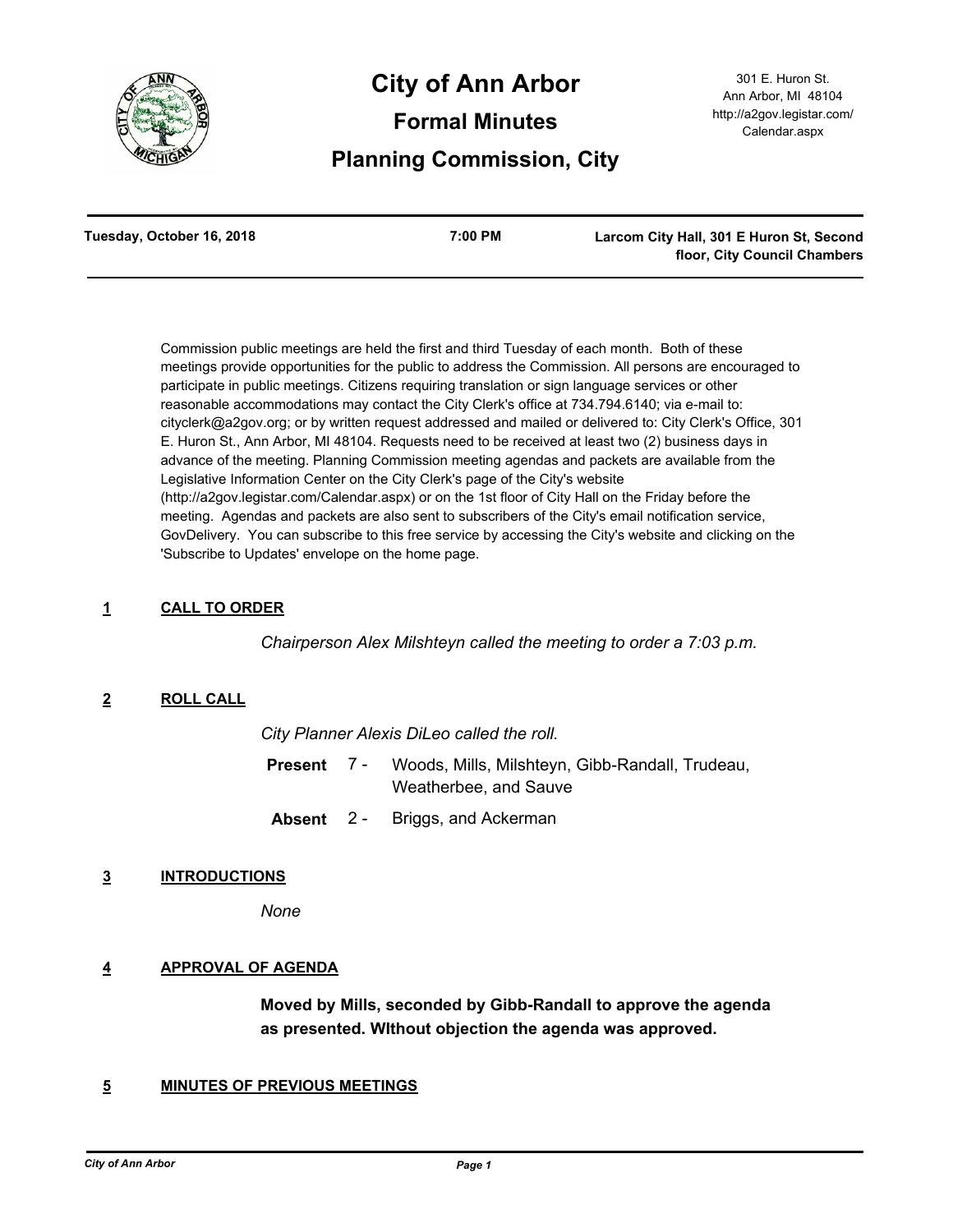# City of Ann Arbor

## Formal Minutes

## Planning Commission, City

301 E. Huron St.
Ann Arbor, MI 48104
http://a2gov.legistar.com/Calendar.aspx

**Tuesday, October 16, 2018** | **7:00 PM** | **Larcom City Hall, 301 E Huron St, Second floor, City Council Chambers**

---

Commission public meetings are held the first and third Tuesday of each month. Both of these meetings provide opportunities for the public to address the Commission. All persons are encouraged to participate in public meetings. Citizens requiring translation or sign language services or other reasonable accommodations may contact the City Clerk's office at 734.794.6140; via e-mail to: cityclerk@a2gov.org; or by written request addressed and mailed or delivered to: City Clerk's Office, 301 E. Huron St., Ann Arbor, MI 48104. Requests need to be received at least two (2) business days in advance of the meeting. Planning Commission meeting agendas and packets are available from the Legislative Information Center on the City Clerk's page of the City's website (http://a2gov.legistar.com/Calendar.aspx) or on the 1st floor of City Hall on the Friday before the meeting. Agendas and packets are also sent to subscribers of the City's email notification service, GovDelivery. You can subscribe to this free service by accessing the City's website and clicking on the 'Subscribe to Updates' envelope on the home page.

### 1 CALL TO ORDER

*Chairperson Alex Milshteyn called the meeting to order a 7:03 p.m.*

### 2 ROLL CALL

*City Planner Alexis DiLeo called the roll.*

**Present** 7 - Woods, Mills, Milshteyn, Gibb-Randall, Trudeau, Weatherbee, and Sauve

**Absent** 2 - Briggs, and Ackerman

### 3 INTRODUCTIONS

*None*

### 4 APPROVAL OF AGENDA

**Moved by Mills, seconded by Gibb-Randall to approve the agenda as presented. WIthout objection the agenda was approved.**

### 5 MINUTES OF PREVIOUS MEETINGS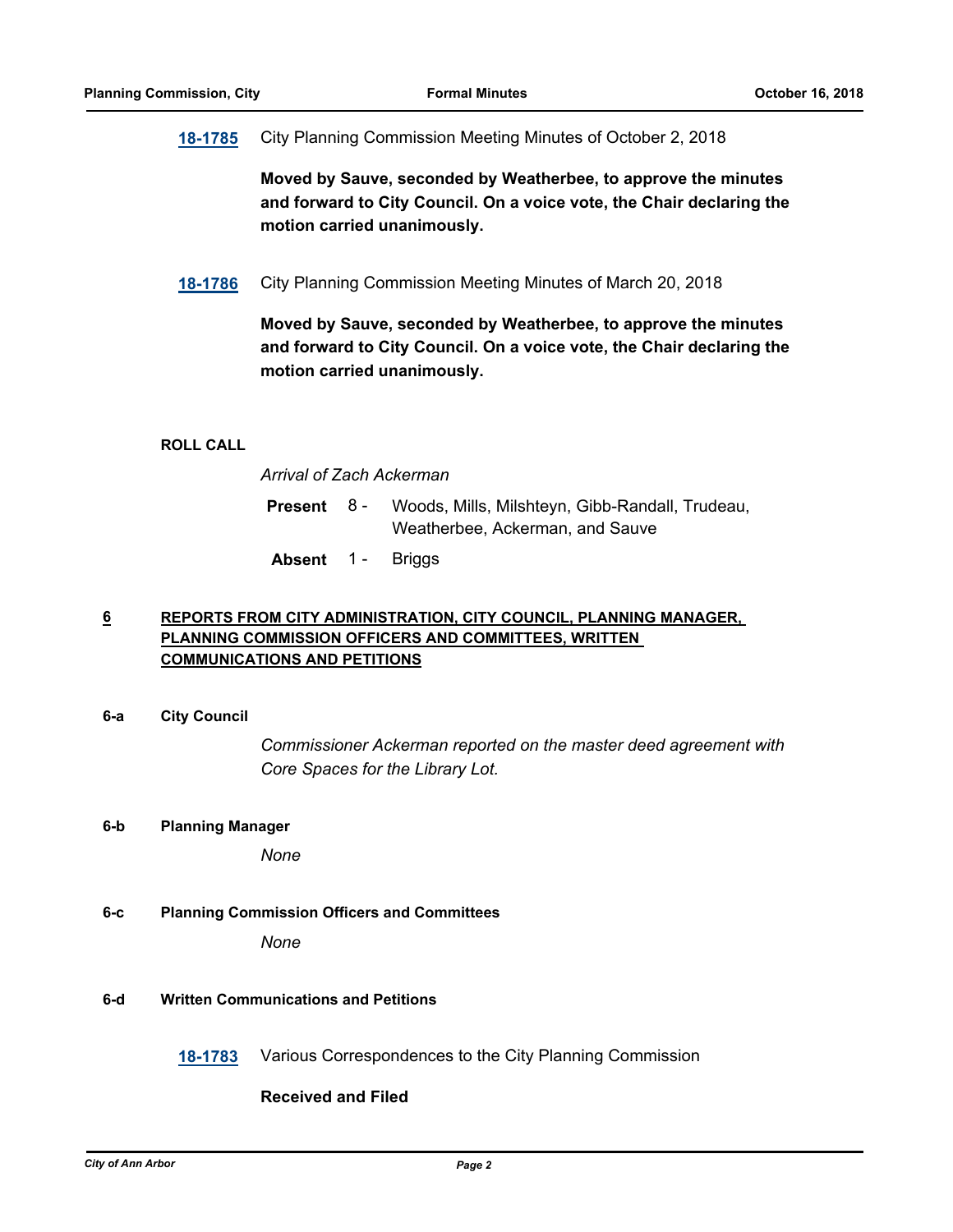**18-1785** City Planning Commission Meeting Minutes of October 2, 2018

**Moved by Sauve, seconded by Weatherbee, to approve the minutes and forward to City Council. On a voice vote, the Chair declaring the motion carried unanimously.**

**18-1786** City Planning Commission Meeting Minutes of March 20, 2018

**Moved by Sauve, seconded by Weatherbee, to approve the minutes and forward to City Council. On a voice vote, the Chair declaring the motion carried unanimously.**

**ROLL CALL**

*Arrival of Zach Ackerman*

**Present** 8 - Woods, Mills, Milshteyn, Gibb-Randall, Trudeau, Weatherbee, Ackerman, and Sauve

**Absent** 1 - Briggs

## 6 REPORTS FROM CITY ADMINISTRATION, CITY COUNCIL, PLANNING MANAGER, PLANNING COMMISSION OFFICERS AND COMMITTEES, WRITTEN COMMUNICATIONS AND PETITIONS

### 6-a City Council

*Commissioner Ackerman reported on the master deed agreement with Core Spaces for the Library Lot.*

### 6-b Planning Manager

*None*

### 6-c Planning Commission Officers and Committees

*None*

### 6-d Written Communications and Petitions

**18-1783** Various Correspondences to the City Planning Commission

**Received and Filed**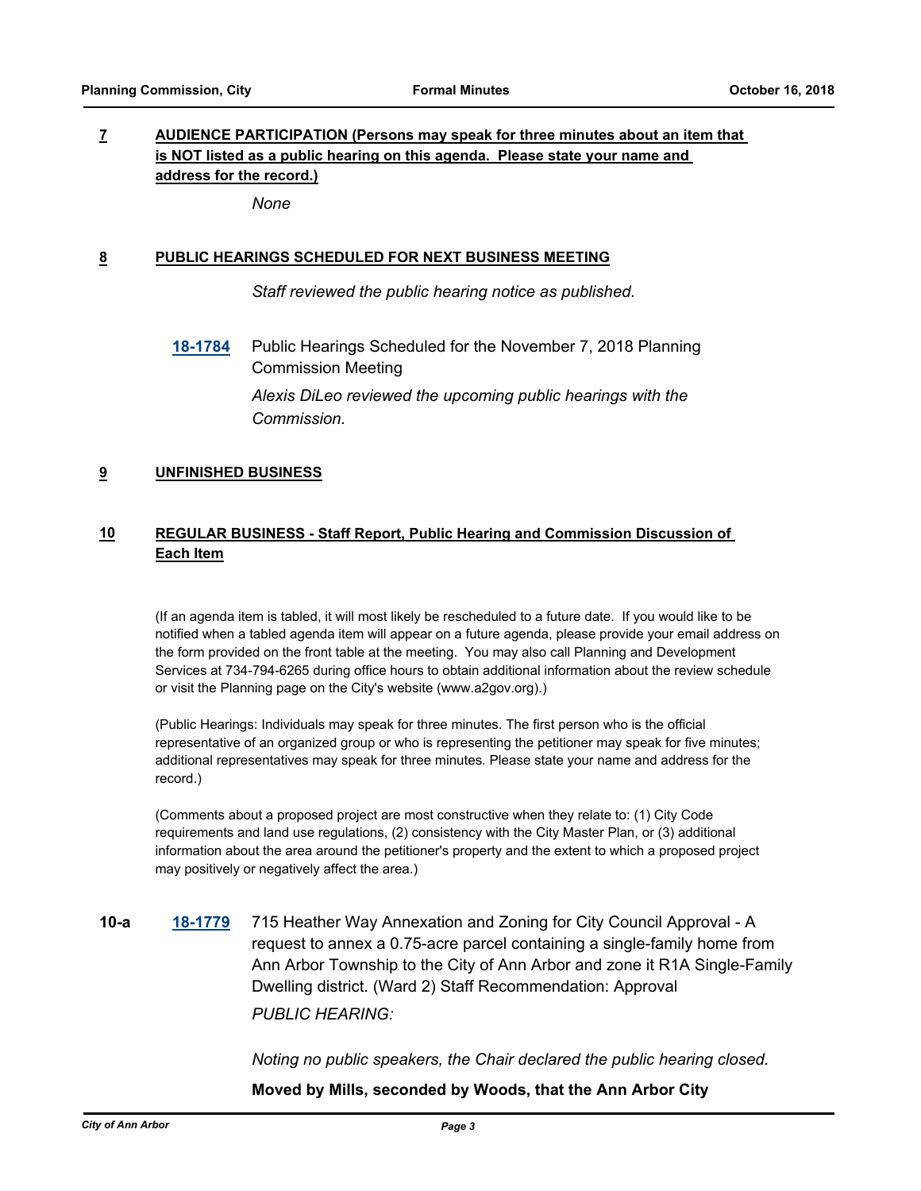## 7 AUDIENCE PARTICIPATION (Persons may speak for three minutes about an item that is NOT listed as a public hearing on this agenda. Please state your name and address for the record.)

*None*

## 8 PUBLIC HEARINGS SCHEDULED FOR NEXT BUSINESS MEETING

*Staff reviewed the public hearing notice as published.*

**18-1784** Public Hearings Scheduled for the November 7, 2018 Planning Commission Meeting

*Alexis DiLeo reviewed the upcoming public hearings with the Commission.*

## 9 UNFINISHED BUSINESS

## 10 REGULAR BUSINESS - Staff Report, Public Hearing and Commission Discussion of Each Item

(If an agenda item is tabled, it will most likely be rescheduled to a future date. If you would like to be notified when a tabled agenda item will appear on a future agenda, please provide your email address on the form provided on the front table at the meeting. You may also call Planning and Development Services at 734-794-6265 during office hours to obtain additional information about the review schedule or visit the Planning page on the City's website (www.a2gov.org).)

(Public Hearings: Individuals may speak for three minutes. The first person who is the official representative of an organized group or who is representing the petitioner may speak for five minutes; additional representatives may speak for three minutes. Please state your name and address for the record.)

(Comments about a proposed project are most constructive when they relate to: (1) City Code requirements and land use regulations, (2) consistency with the City Master Plan, or (3) additional information about the area around the petitioner's property and the extent to which a proposed project may positively or negatively affect the area.)

**10-a** **18-1779** 715 Heather Way Annexation and Zoning for City Council Approval - A request to annex a 0.75-acre parcel containing a single-family home from Ann Arbor Township to the City of Ann Arbor and zone it R1A Single-Family Dwelling district. (Ward 2) Staff Recommendation: Approval

*PUBLIC HEARING:*

*Noting no public speakers, the Chair declared the public hearing closed.*

**Moved by Mills, seconded by Woods, that the Ann Arbor City**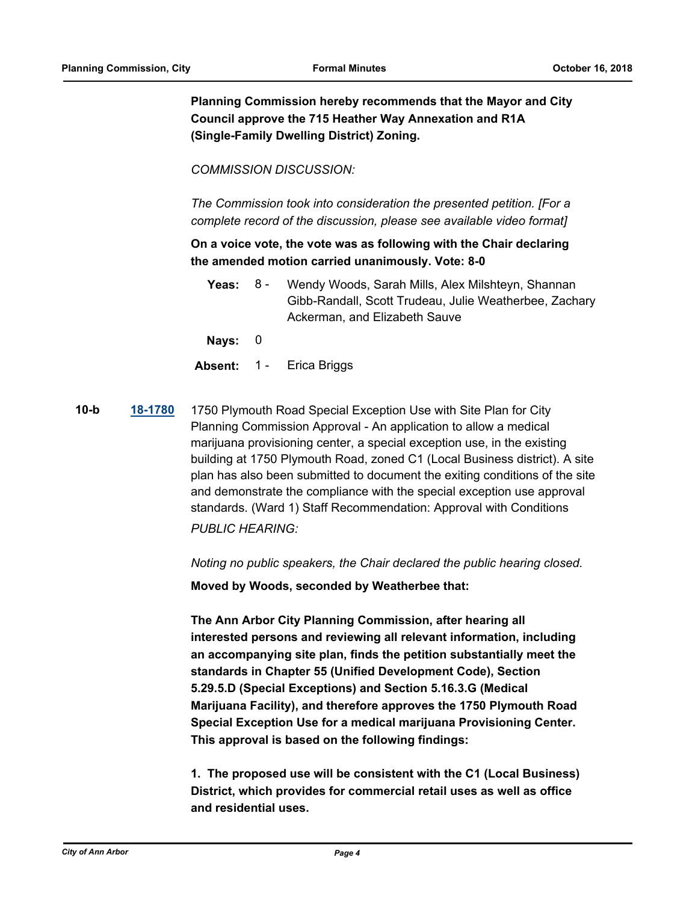**Planning Commission hereby recommends that the Mayor and City Council approve the 715 Heather Way Annexation and R1A (Single-Family Dwelling District) Zoning.**

*COMMISSION DISCUSSION:*

*The Commission took into consideration the presented petition. [For a complete record of the discussion, please see available video format]*

**On a voice vote, the vote was as following with the Chair declaring the amended motion carried unanimously. Vote: 8-0**

**Yeas:** 8 - Wendy Woods, Sarah Mills, Alex Milshteyn, Shannan Gibb-Randall, Scott Trudeau, Julie Weatherbee, Zachary Ackerman, and Elizabeth Sauve

**Nays:** 0

**Absent:** 1 - Erica Briggs

**10-b** **18-1780** 1750 Plymouth Road Special Exception Use with Site Plan for City Planning Commission Approval - An application to allow a medical marijuana provisioning center, a special exception use, in the existing building at 1750 Plymouth Road, zoned C1 (Local Business district). A site plan has also been submitted to document the exiting conditions of the site and demonstrate the compliance with the special exception use approval standards. (Ward 1) Staff Recommendation: Approval with Conditions

*PUBLIC HEARING:*

*Noting no public speakers, the Chair declared the public hearing closed.*

**Moved by Woods, seconded by Weatherbee that:**

**The Ann Arbor City Planning Commission, after hearing all interested persons and reviewing all relevant information, including an accompanying site plan, finds the petition substantially meet the standards in Chapter 55 (Unified Development Code), Section 5.29.5.D (Special Exceptions) and Section 5.16.3.G (Medical Marijuana Facility), and therefore approves the 1750 Plymouth Road Special Exception Use for a medical marijuana Provisioning Center. This approval is based on the following findings:**

**1. The proposed use will be consistent with the C1 (Local Business) District, which provides for commercial retail uses as well as office and residential uses.**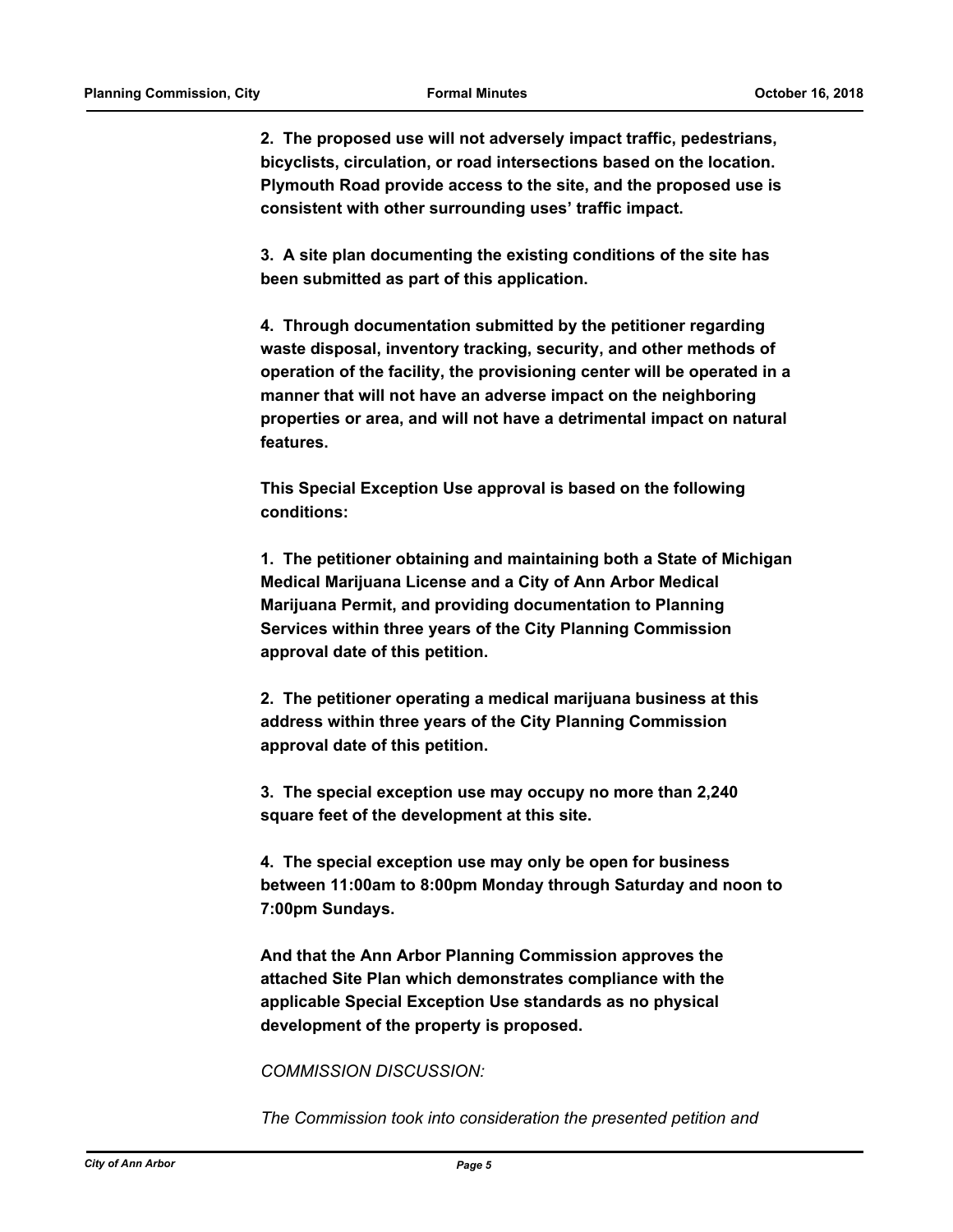**2. The proposed use will not adversely impact traffic, pedestrians, bicyclists, circulation, or road intersections based on the location. Plymouth Road provide access to the site, and the proposed use is consistent with other surrounding uses' traffic impact.**

**3. A site plan documenting the existing conditions of the site has been submitted as part of this application.**

**4. Through documentation submitted by the petitioner regarding waste disposal, inventory tracking, security, and other methods of operation of the facility, the provisioning center will be operated in a manner that will not have an adverse impact on the neighboring properties or area, and will not have a detrimental impact on natural features.**

**This Special Exception Use approval is based on the following conditions:**

**1. The petitioner obtaining and maintaining both a State of Michigan Medical Marijuana License and a City of Ann Arbor Medical Marijuana Permit, and providing documentation to Planning Services within three years of the City Planning Commission approval date of this petition.**

**2. The petitioner operating a medical marijuana business at this address within three years of the City Planning Commission approval date of this petition.**

**3. The special exception use may occupy no more than 2,240 square feet of the development at this site.**

**4. The special exception use may only be open for business between 11:00am to 8:00pm Monday through Saturday and noon to 7:00pm Sundays.**

**And that the Ann Arbor Planning Commission approves the attached Site Plan which demonstrates compliance with the applicable Special Exception Use standards as no physical development of the property is proposed.**

*COMMISSION DISCUSSION:*

*The Commission took into consideration the presented petition and*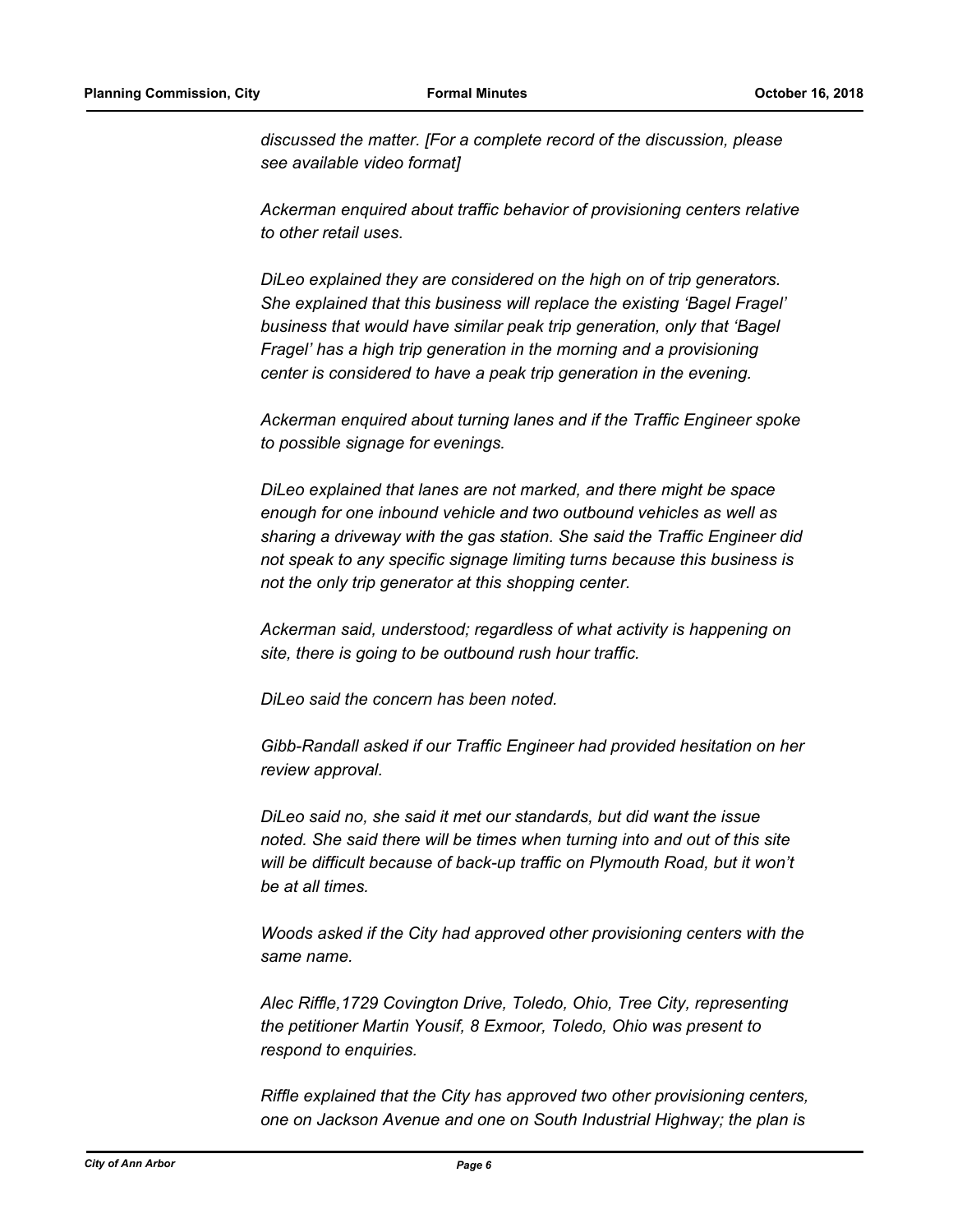*discussed the matter. [For a complete record of the discussion, please see available video format]*

*Ackerman enquired about traffic behavior of provisioning centers relative to other retail uses.*

*DiLeo explained they are considered on the high on of trip generators. She explained that this business will replace the existing 'Bagel Fragel' business that would have similar peak trip generation, only that 'Bagel Fragel' has a high trip generation in the morning and a provisioning center is considered to have a peak trip generation in the evening.*

*Ackerman enquired about turning lanes and if the Traffic Engineer spoke to possible signage for evenings.*

*DiLeo explained that lanes are not marked, and there might be space enough for one inbound vehicle and two outbound vehicles as well as sharing a driveway with the gas station. She said the Traffic Engineer did not speak to any specific signage limiting turns because this business is not the only trip generator at this shopping center.*

*Ackerman said, understood; regardless of what activity is happening on site, there is going to be outbound rush hour traffic.*

*DiLeo said the concern has been noted.*

*Gibb-Randall asked if our Traffic Engineer had provided hesitation on her review approval.*

*DiLeo said no, she said it met our standards, but did want the issue noted. She said there will be times when turning into and out of this site will be difficult because of back-up traffic on Plymouth Road, but it won't be at all times.*

*Woods asked if the City had approved other provisioning centers with the same name.*

*Alec Riffle,1729 Covington Drive, Toledo, Ohio, Tree City, representing the petitioner Martin Yousif, 8 Exmoor, Toledo, Ohio was present to respond to enquiries.*

*Riffle explained that the City has approved two other provisioning centers, one on Jackson Avenue and one on South Industrial Highway; the plan is*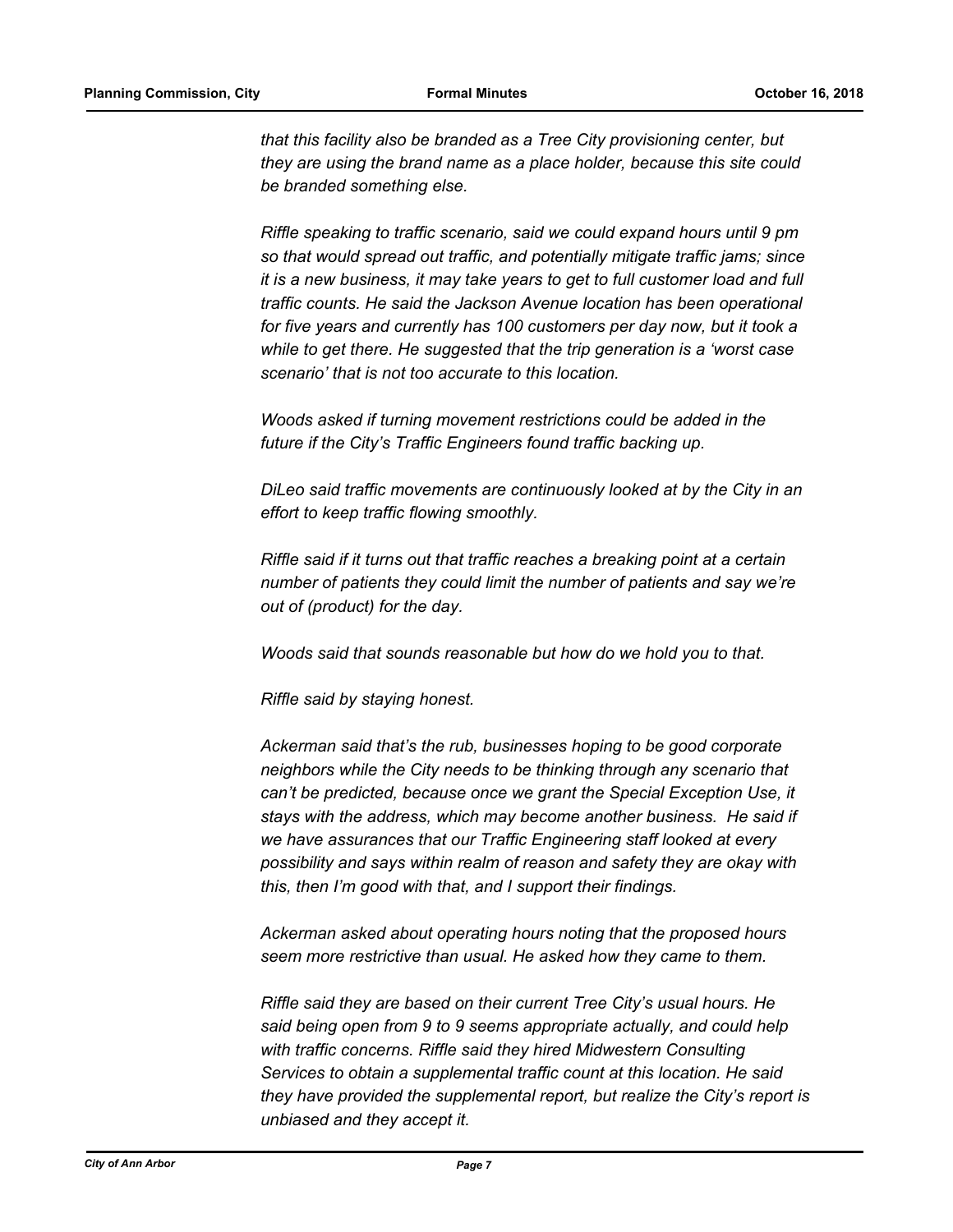*that this facility also be branded as a Tree City provisioning center, but they are using the brand name as a place holder, because this site could be branded something else.*

*Riffle speaking to traffic scenario, said we could expand hours until 9 pm so that would spread out traffic, and potentially mitigate traffic jams; since it is a new business, it may take years to get to full customer load and full traffic counts. He said the Jackson Avenue location has been operational for five years and currently has 100 customers per day now, but it took a while to get there. He suggested that the trip generation is a 'worst case scenario' that is not too accurate to this location.*

*Woods asked if turning movement restrictions could be added in the future if the City's Traffic Engineers found traffic backing up.*

*DiLeo said traffic movements are continuously looked at by the City in an effort to keep traffic flowing smoothly.*

*Riffle said if it turns out that traffic reaches a breaking point at a certain number of patients they could limit the number of patients and say we're out of (product) for the day.*

*Woods said that sounds reasonable but how do we hold you to that.*

*Riffle said by staying honest.*

*Ackerman said that's the rub, businesses hoping to be good corporate neighbors while the City needs to be thinking through any scenario that can't be predicted, because once we grant the Special Exception Use, it stays with the address, which may become another business. He said if we have assurances that our Traffic Engineering staff looked at every possibility and says within realm of reason and safety they are okay with this, then I'm good with that, and I support their findings.*

*Ackerman asked about operating hours noting that the proposed hours seem more restrictive than usual. He asked how they came to them.*

*Riffle said they are based on their current Tree City's usual hours. He said being open from 9 to 9 seems appropriate actually, and could help with traffic concerns. Riffle said they hired Midwestern Consulting Services to obtain a supplemental traffic count at this location. He said they have provided the supplemental report, but realize the City's report is unbiased and they accept it.*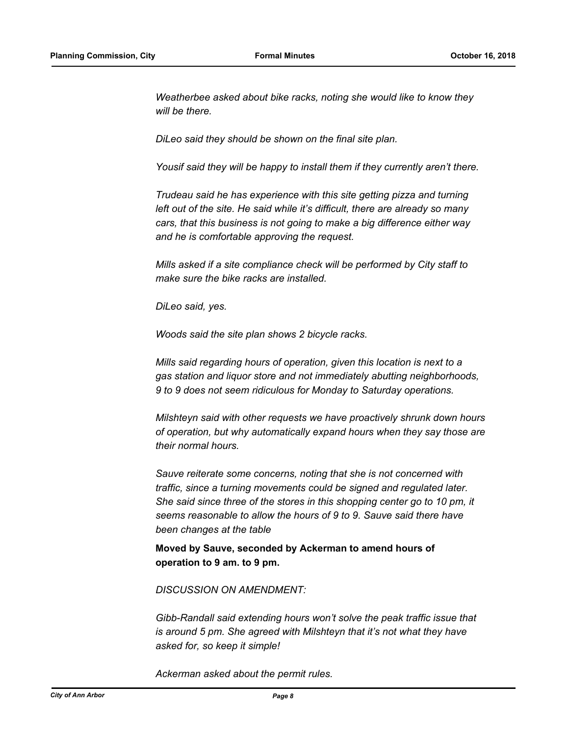*Weatherbee asked about bike racks, noting she would like to know they will be there.*

*DiLeo said they should be shown on the final site plan.*

*Yousif said they will be happy to install them if they currently aren't there.*

*Trudeau said he has experience with this site getting pizza and turning left out of the site. He said while it's difficult, there are already so many cars, that this business is not going to make a big difference either way and he is comfortable approving the request.*

*Mills asked if a site compliance check will be performed by City staff to make sure the bike racks are installed.*

*DiLeo said, yes.*

*Woods said the site plan shows 2 bicycle racks.*

*Mills said regarding hours of operation, given this location is next to a gas station and liquor store and not immediately abutting neighborhoods, 9 to 9 does not seem ridiculous for Monday to Saturday operations.*

*Milshteyn said with other requests we have proactively shrunk down hours of operation, but why automatically expand hours when they say those are their normal hours.*

*Sauve reiterate some concerns, noting that she is not concerned with traffic, since a turning movements could be signed and regulated later. She said since three of the stores in this shopping center go to 10 pm, it seems reasonable to allow the hours of 9 to 9. Sauve said there have been changes at the table*

**Moved by Sauve, seconded by Ackerman to amend hours of operation to 9 am. to 9 pm.**

*DISCUSSION ON AMENDMENT:*

*Gibb-Randall said extending hours won't solve the peak traffic issue that is around 5 pm. She agreed with Milshteyn that it's not what they have asked for, so keep it simple!*

*Ackerman asked about the permit rules.*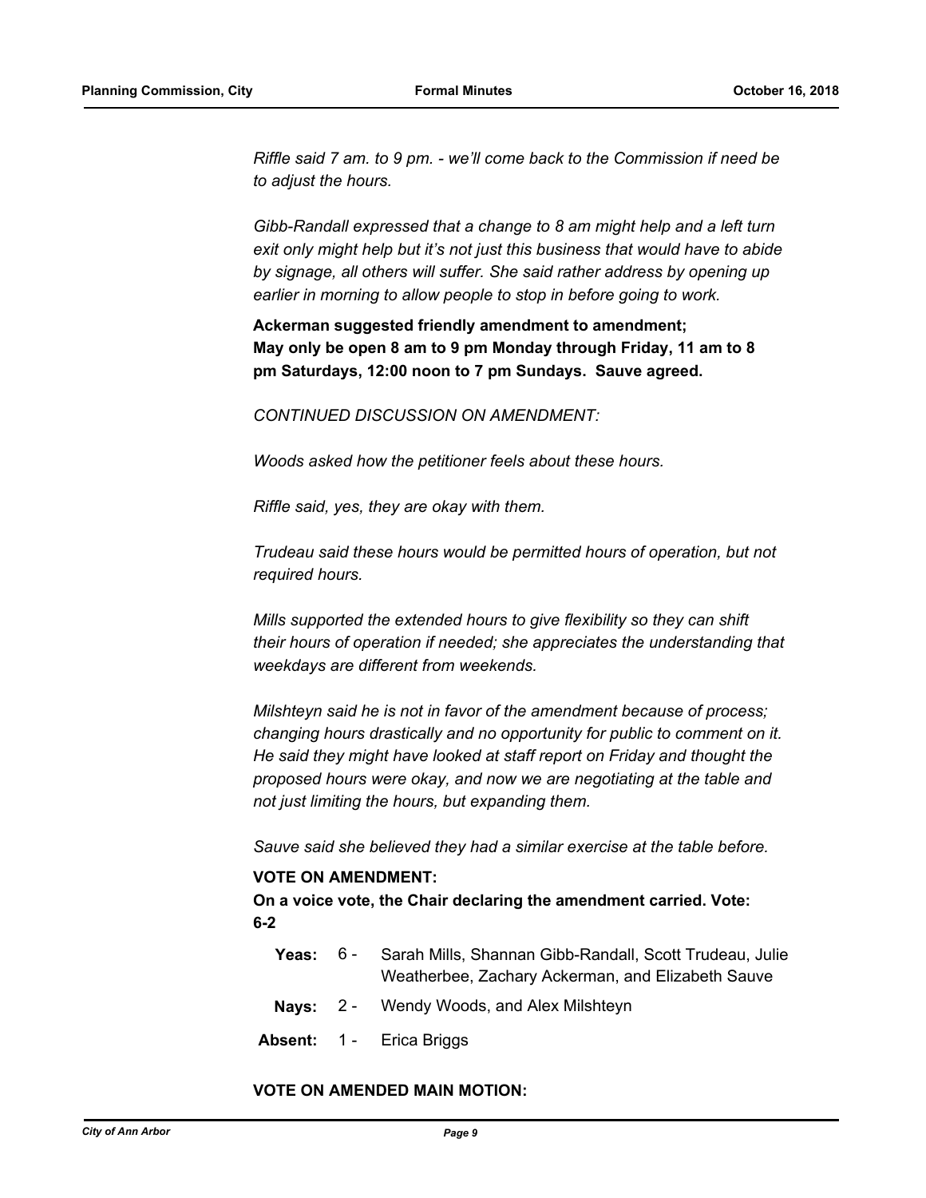*Riffle said 7 am. to 9 pm. - we'll come back to the Commission if need be to adjust the hours.*

*Gibb-Randall expressed that a change to 8 am might help and a left turn exit only might help but it's not just this business that would have to abide by signage, all others will suffer. She said rather address by opening up earlier in morning to allow people to stop in before going to work.*

**Ackerman suggested friendly amendment to amendment; May only be open 8 am to 9 pm Monday through Friday, 11 am to 8 pm Saturdays, 12:00 noon to 7 pm Sundays. Sauve agreed.**

*CONTINUED DISCUSSION ON AMENDMENT:*

*Woods asked how the petitioner feels about these hours.*

*Riffle said, yes, they are okay with them.*

*Trudeau said these hours would be permitted hours of operation, but not required hours.*

*Mills supported the extended hours to give flexibility so they can shift their hours of operation if needed; she appreciates the understanding that weekdays are different from weekends.*

*Milshteyn said he is not in favor of the amendment because of process; changing hours drastically and no opportunity for public to comment on it. He said they might have looked at staff report on Friday and thought the proposed hours were okay, and now we are negotiating at the table and not just limiting the hours, but expanding them.*

*Sauve said she believed they had a similar exercise at the table before.*

**VOTE ON AMENDMENT:**

**On a voice vote, the Chair declaring the amendment carried. Vote: 6-2**

**Yeas:** 6 - Sarah Mills, Shannan Gibb-Randall, Scott Trudeau, Julie Weatherbee, Zachary Ackerman, and Elizabeth Sauve

**Nays:** 2 - Wendy Woods, and Alex Milshteyn

**Absent:** 1 - Erica Briggs

**VOTE ON AMENDED MAIN MOTION:**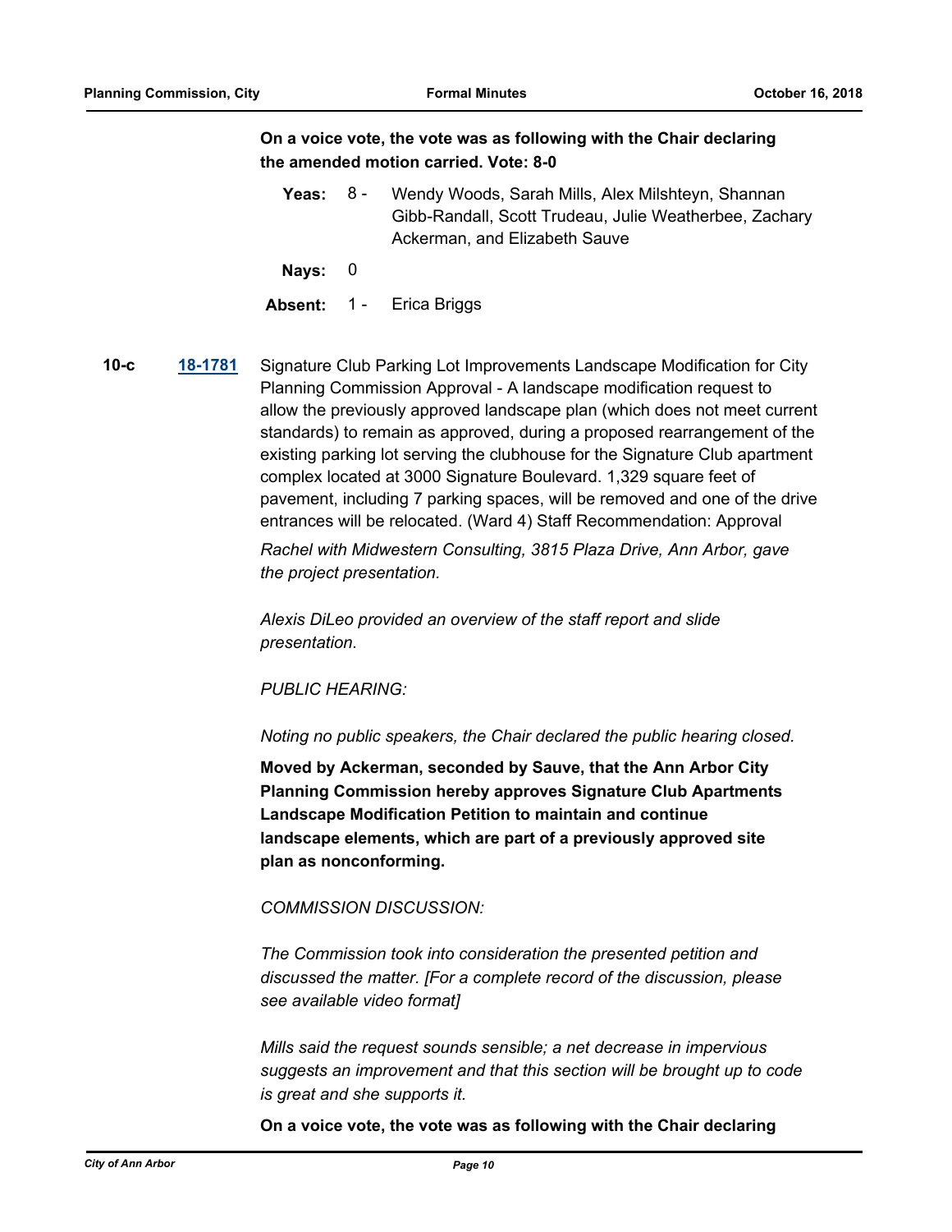**On a voice vote, the vote was as following with the Chair declaring the amended motion carried. Vote: 8-0**

**Yeas:** 8 - Wendy Woods, Sarah Mills, Alex Milshteyn, Shannan Gibb-Randall, Scott Trudeau, Julie Weatherbee, Zachary Ackerman, and Elizabeth Sauve

**Nays:** 0

**Absent:** 1 - Erica Briggs

**10-c** **18-1781** Signature Club Parking Lot Improvements Landscape Modification for City Planning Commission Approval - A landscape modification request to allow the previously approved landscape plan (which does not meet current standards) to remain as approved, during a proposed rearrangement of the existing parking lot serving the clubhouse for the Signature Club apartment complex located at 3000 Signature Boulevard. 1,329 square feet of pavement, including 7 parking spaces, will be removed and one of the drive entrances will be relocated. (Ward 4) Staff Recommendation: Approval

*Rachel with Midwestern Consulting, 3815 Plaza Drive, Ann Arbor, gave the project presentation.*

*Alexis DiLeo provided an overview of the staff report and slide presentation.*

*PUBLIC HEARING:*

*Noting no public speakers, the Chair declared the public hearing closed.*

**Moved by Ackerman, seconded by Sauve, that the Ann Arbor City Planning Commission hereby approves Signature Club Apartments Landscape Modification Petition to maintain and continue landscape elements, which are part of a previously approved site plan as nonconforming.**

*COMMISSION DISCUSSION:*

*The Commission took into consideration the presented petition and discussed the matter. [For a complete record of the discussion, please see available video format]*

*Mills said the request sounds sensible; a net decrease in impervious suggests an improvement and that this section will be brought up to code is great and she supports it.*

**On a voice vote, the vote was as following with the Chair declaring**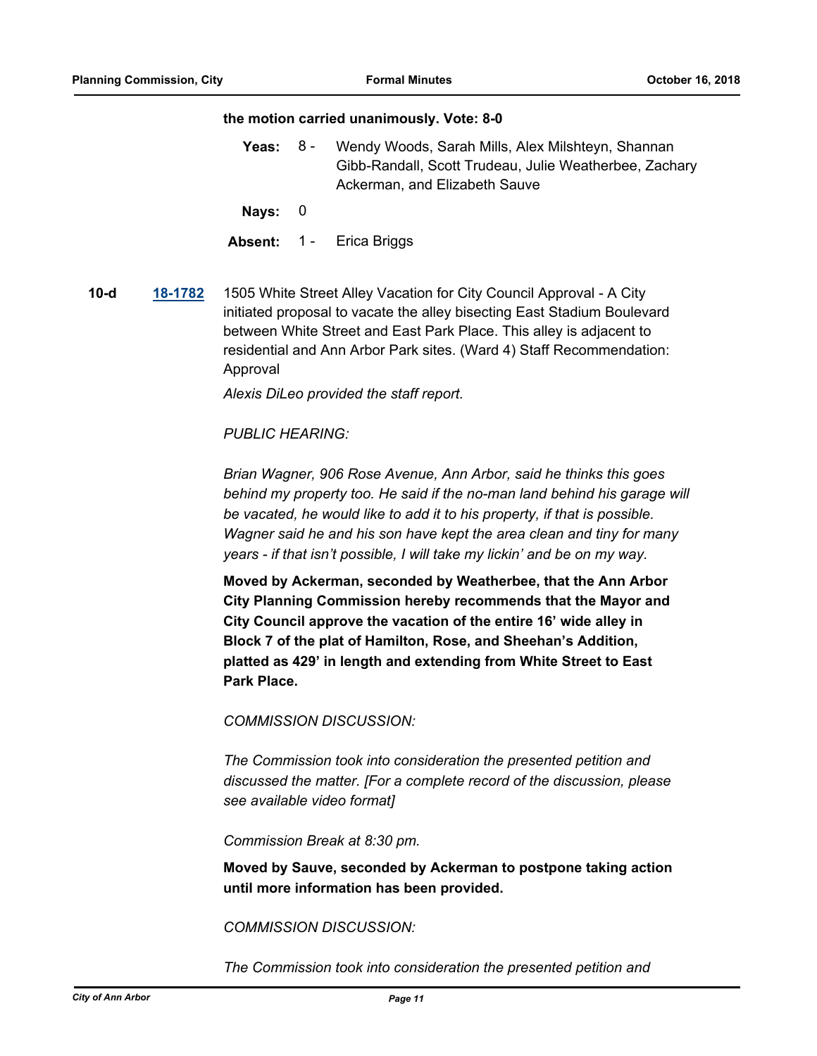**the motion carried unanimously. Vote: 8-0**

**Yeas:** 8 - Wendy Woods, Sarah Mills, Alex Milshteyn, Shannan Gibb-Randall, Scott Trudeau, Julie Weatherbee, Zachary Ackerman, and Elizabeth Sauve

**Nays:** 0

**Absent:** 1 - Erica Briggs

**10-d** **18-1782** 1505 White Street Alley Vacation for City Council Approval - A City initiated proposal to vacate the alley bisecting East Stadium Boulevard between White Street and East Park Place. This alley is adjacent to residential and Ann Arbor Park sites. (Ward 4) Staff Recommendation: Approval

*Alexis DiLeo provided the staff report.*

*PUBLIC HEARING:*

*Brian Wagner, 906 Rose Avenue, Ann Arbor, said he thinks this goes behind my property too. He said if the no-man land behind his garage will be vacated, he would like to add it to his property, if that is possible. Wagner said he and his son have kept the area clean and tiny for many years - if that isn't possible, I will take my lickin' and be on my way.*

**Moved by Ackerman, seconded by Weatherbee, that the Ann Arbor City Planning Commission hereby recommends that the Mayor and City Council approve the vacation of the entire 16' wide alley in Block 7 of the plat of Hamilton, Rose, and Sheehan's Addition, platted as 429' in length and extending from White Street to East Park Place.**

*COMMISSION DISCUSSION:*

*The Commission took into consideration the presented petition and discussed the matter. [For a complete record of the discussion, please see available video format]*

*Commission Break at 8:30 pm.*

**Moved by Sauve, seconded by Ackerman to postpone taking action until more information has been provided.**

*COMMISSION DISCUSSION:*

*The Commission took into consideration the presented petition and*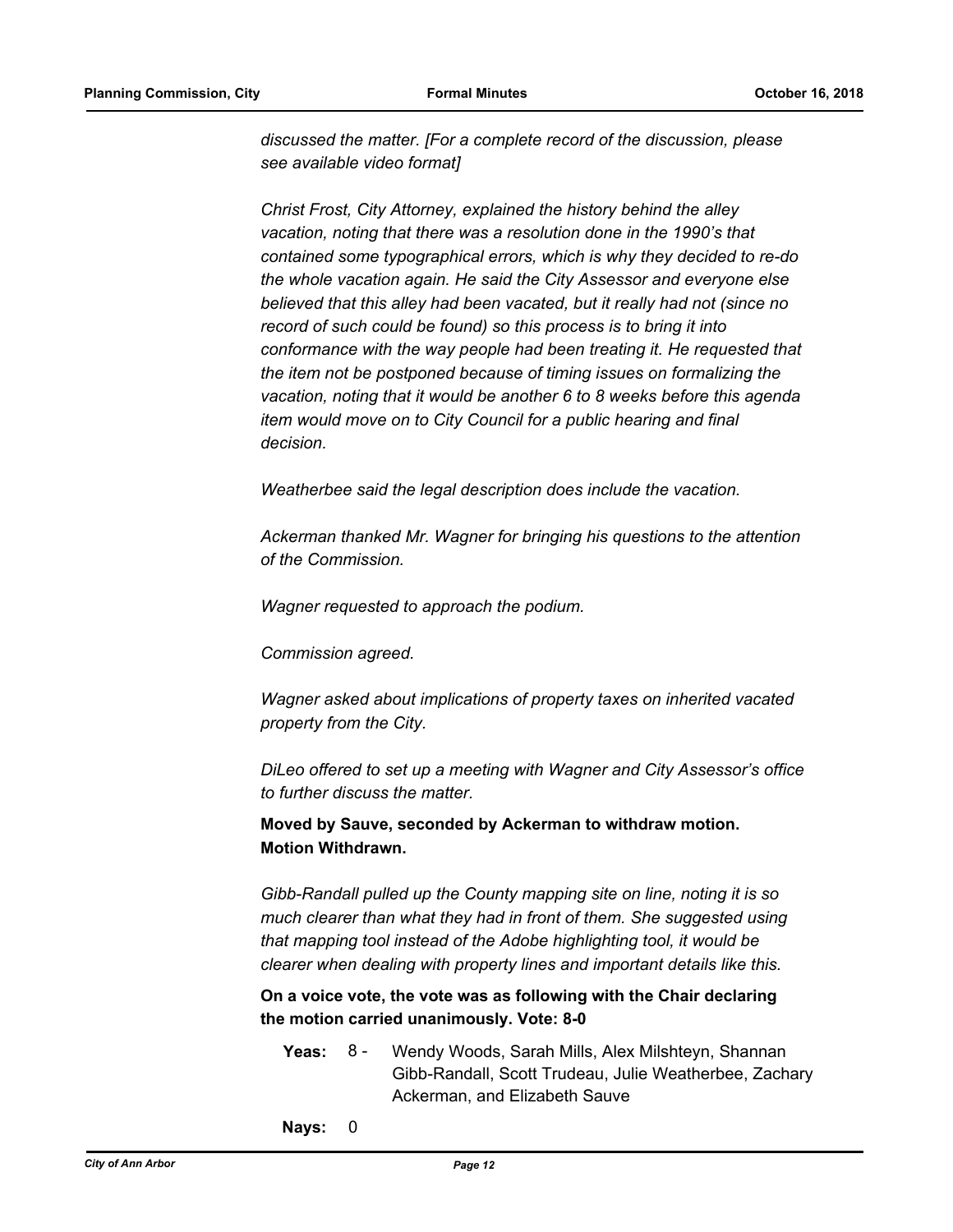*discussed the matter. [For a complete record of the discussion, please see available video format]*

*Christ Frost, City Attorney, explained the history behind the alley vacation, noting that there was a resolution done in the 1990's that contained some typographical errors, which is why they decided to re-do the whole vacation again. He said the City Assessor and everyone else believed that this alley had been vacated, but it really had not (since no record of such could be found) so this process is to bring it into conformance with the way people had been treating it. He requested that the item not be postponed because of timing issues on formalizing the vacation, noting that it would be another 6 to 8 weeks before this agenda item would move on to City Council for a public hearing and final decision.*

*Weatherbee said the legal description does include the vacation.*

*Ackerman thanked Mr. Wagner for bringing his questions to the attention of the Commission.*

*Wagner requested to approach the podium.*

*Commission agreed.*

*Wagner asked about implications of property taxes on inherited vacated property from the City.*

*DiLeo offered to set up a meeting with Wagner and City Assessor's office to further discuss the matter.*

**Moved by Sauve, seconded by Ackerman to withdraw motion. Motion Withdrawn.**

*Gibb-Randall pulled up the County mapping site on line, noting it is so much clearer than what they had in front of them. She suggested using that mapping tool instead of the Adobe highlighting tool, it would be clearer when dealing with property lines and important details like this.*

**On a voice vote, the vote was as following with the Chair declaring the motion carried unanimously. Vote: 8-0**

**Yeas:** 8 - Wendy Woods, Sarah Mills, Alex Milshteyn, Shannan Gibb-Randall, Scott Trudeau, Julie Weatherbee, Zachary Ackerman, and Elizabeth Sauve

**Nays:** 0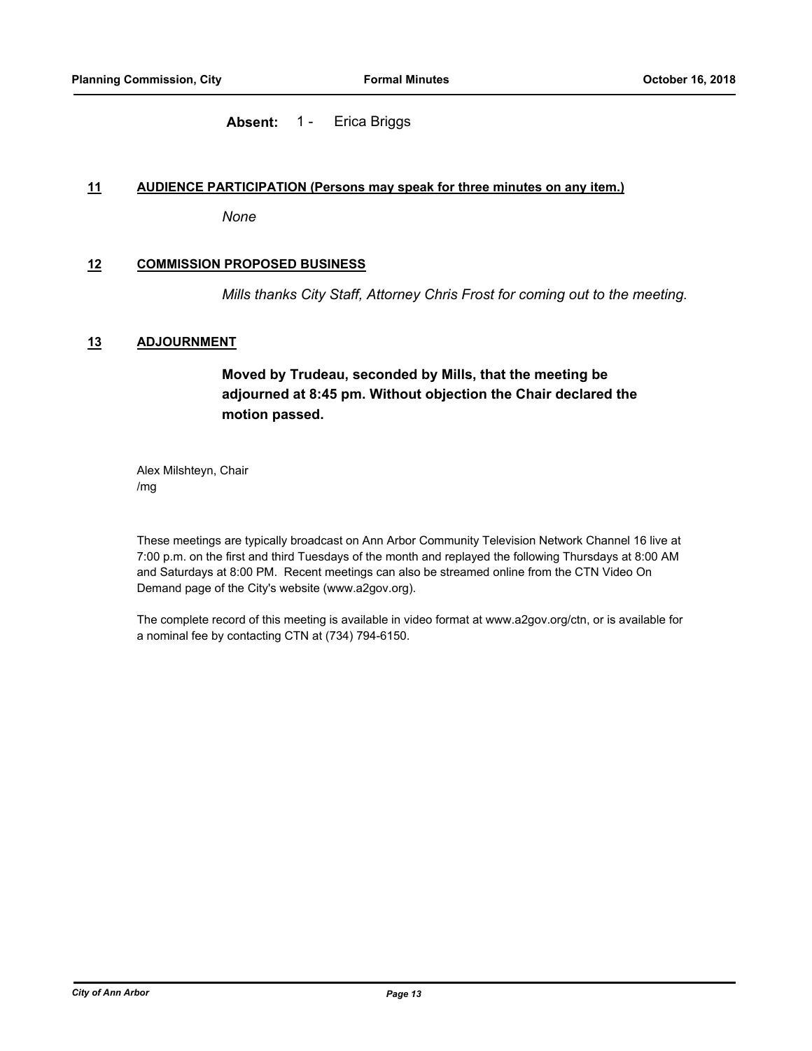**Absent:** 1 - Erica Briggs

## 11 AUDIENCE PARTICIPATION (Persons may speak for three minutes on any item.)

*None*

## 12 COMMISSION PROPOSED BUSINESS

*Mills thanks City Staff, Attorney Chris Frost for coming out to the meeting.*

## 13 ADJOURNMENT

**Moved by Trudeau, seconded by Mills, that the meeting be adjourned at 8:45 pm. Without objection the Chair declared the motion passed.**

Alex Milshteyn, Chair
/mg

These meetings are typically broadcast on Ann Arbor Community Television Network Channel 16 live at 7:00 p.m. on the first and third Tuesdays of the month and replayed the following Thursdays at 8:00 AM and Saturdays at 8:00 PM. Recent meetings can also be streamed online from the CTN Video On Demand page of the City's website (www.a2gov.org).

The complete record of this meeting is available in video format at www.a2gov.org/ctn, or is available for a nominal fee by contacting CTN at (734) 794-6150.